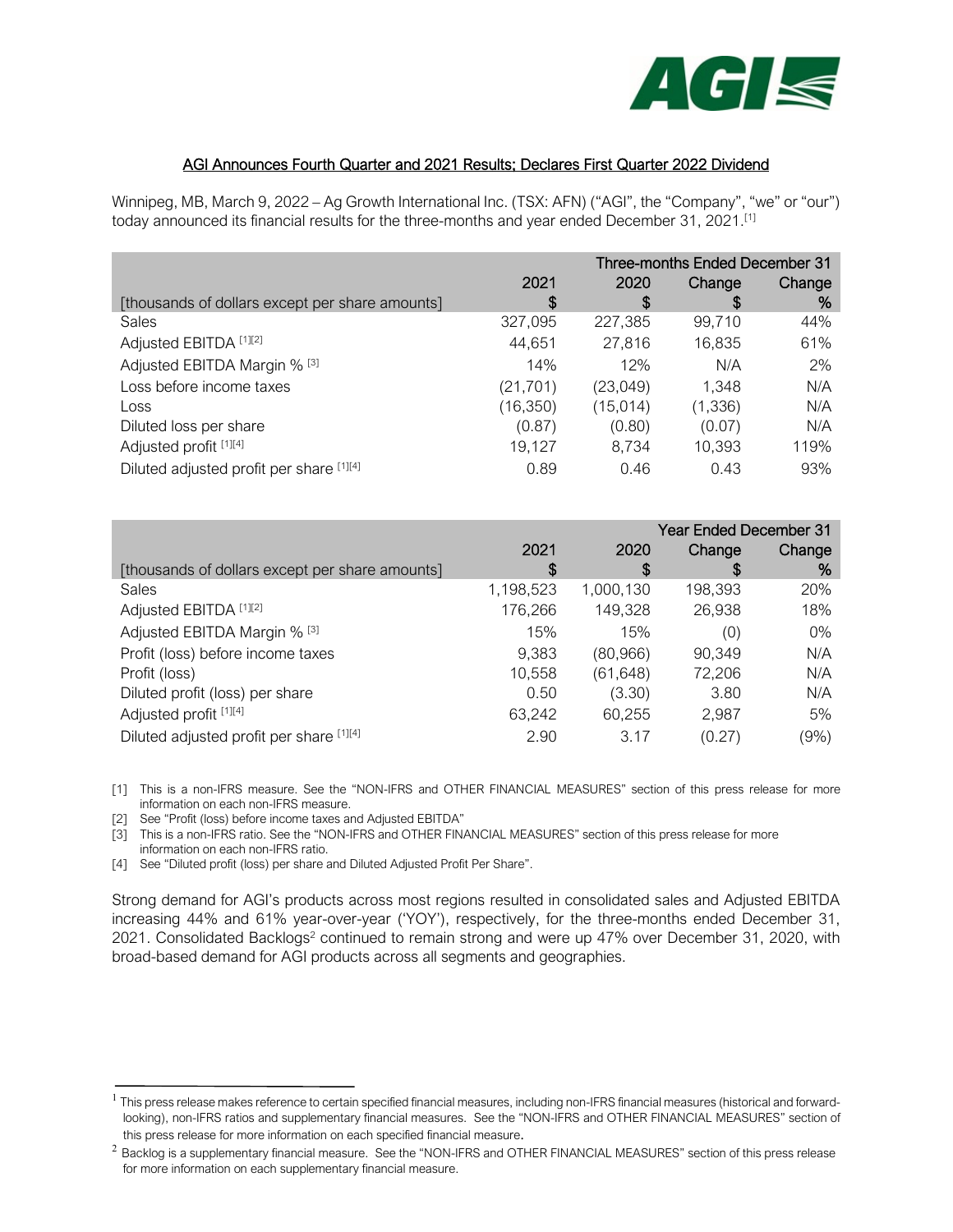## AGI Announces Fourth Quarter and 2021 Results; Declares First Quarter 2022 Dividend

Winnipeg, MB, March 9, 2022 – Ag Growth International Inc. (TSX: AFN) ("AGI", the "Company", "we" or "our") today announced its financial results for the three-months and year ended December 31, 2021.[1]

| | Three-months Ended December 31 | | | |
|---|---|---|---|---|
| [thousands of dollars except per share amounts] | 2021<br>$ | 2020<br>$ | Change<br>$ | Change<br>% |
| Sales | 327,095 | 227,385 | 99,710 | 44% |
| Adjusted EBITDA [1][2] | 44,651 | 27,816 | 16,835 | 61% |
| Adjusted EBITDA Margin % [3] | 14% | 12% | N/A | 2% |
| Loss before income taxes | (21,701) | (23,049) | 1,348 | N/A |
| Loss | (16,350) | (15,014) | (1,336) | N/A |
| Diluted loss per share | (0.87) | (0.80) | (0.07) | N/A |
| Adjusted profit [1][4] | 19,127 | 8,734 | 10,393 | 119% |
| Diluted adjusted profit per share [1][4] | 0.89 | 0.46 | 0.43 | 93% |

| | Year Ended December 31 | | | |
|---|---|---|---|---|
| [thousands of dollars except per share amounts] | 2021<br>$ | 2020<br>$ | Change<br>$ | Change<br>% |
| Sales | 1,198,523 | 1,000,130 | 198,393 | 20% |
| Adjusted EBITDA [1][2] | 176,266 | 149,328 | 26,938 | 18% |
| Adjusted EBITDA Margin % [3] | 15% | 15% | (0) | 0% |
| Profit (loss) before income taxes | 9,383 | (80,966) | 90,349 | N/A |
| Profit (loss) | 10,558 | (61,648) | 72,206 | N/A |
| Diluted profit (loss) per share | 0.50 | (3.30) | 3.80 | N/A |
| Adjusted profit [1][4] | 63,242 | 60,255 | 2,987 | 5% |
| Diluted adjusted profit per share [1][4] | 2.90 | 3.17 | (0.27) | (9%) |

[1] This is a non-IFRS measure. See the "NON-IFRS and OTHER FINANCIAL MEASURES" section of this press release for more information on each non-IFRS measure.

[2] See "Profit (loss) before income taxes and Adjusted EBITDA"

[3] This is a non-IFRS ratio. See the "NON-IFRS and OTHER FINANCIAL MEASURES" section of this press release for more information on each non-IFRS ratio.

[4] See "Diluted profit (loss) per share and Diluted Adjusted Profit Per Share".

Strong demand for AGI's products across most regions resulted in consolidated sales and Adjusted EBITDA increasing 44% and 61% year-over-year ('YOY'), respectively, for the three-months ended December 31, 2021. Consolidated Backlogs[2] continued to remain strong and were up 47% over December 31, 2020, with broad-based demand for AGI products across all segments and geographies.

---

[1] This press release makes reference to certain specified financial measures, including non-IFRS financial measures (historical and forward-looking), non-IFRS ratios and supplementary financial measures. See the "NON-IFRS and OTHER FINANCIAL MEASURES" section of this press release for more information on each specified financial measure.

[2] Backlog is a supplementary financial measure. See the "NON-IFRS and OTHER FINANCIAL MEASURES" section of this press release for more information on each supplementary financial measure.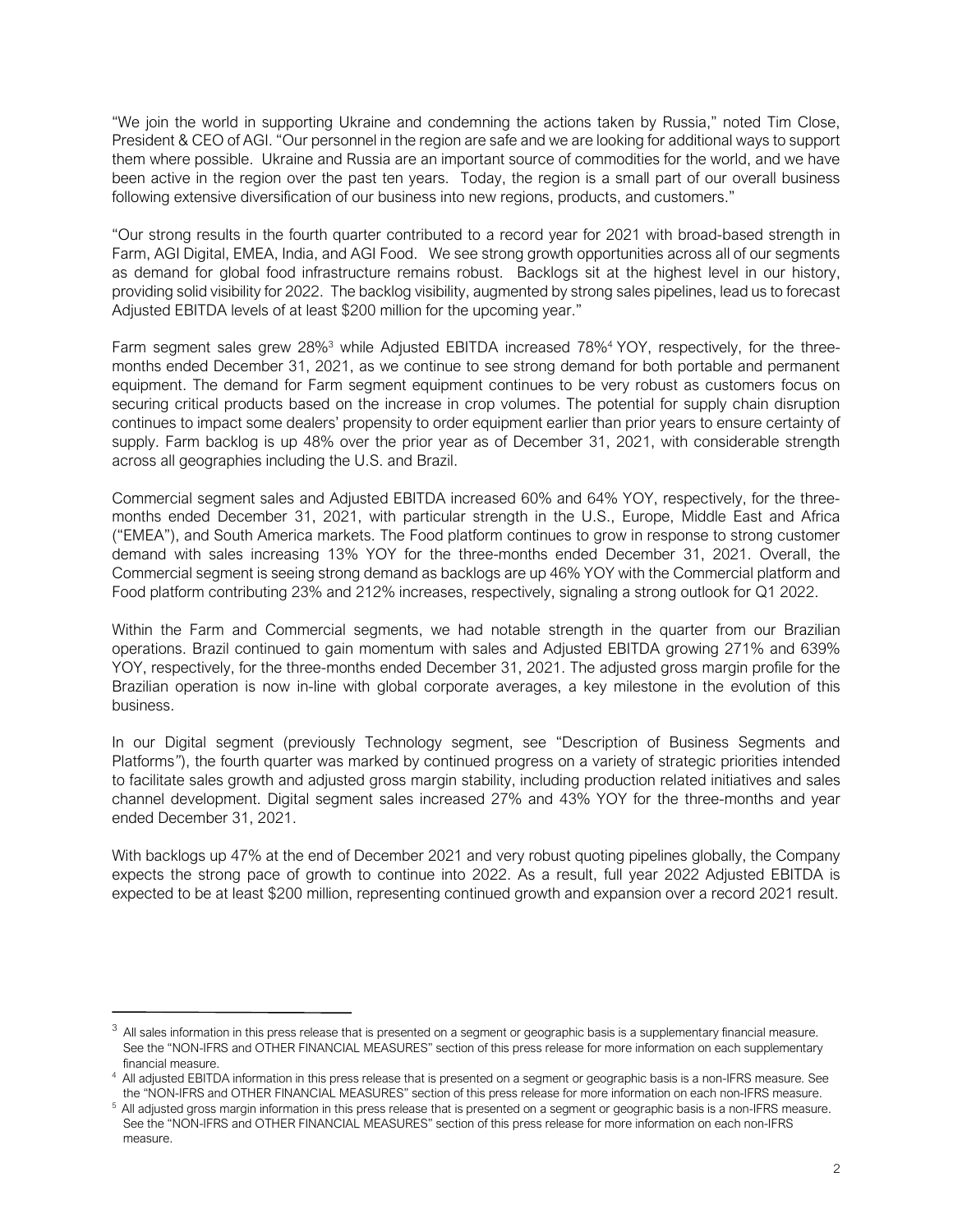"We join the world in supporting Ukraine and condemning the actions taken by Russia," noted Tim Close, President & CEO of AGI. "Our personnel in the region are safe and we are looking for additional ways to support them where possible. Ukraine and Russia are an important source of commodities for the world, and we have been active in the region over the past ten years. Today, the region is a small part of our overall business following extensive diversification of our business into new regions, products, and customers."

"Our strong results in the fourth quarter contributed to a record year for 2021 with broad-based strength in Farm, AGI Digital, EMEA, India, and AGI Food. We see strong growth opportunities across all of our segments as demand for global food infrastructure remains robust. Backlogs sit at the highest level in our history, providing solid visibility for 2022. The backlog visibility, augmented by strong sales pipelines, lead us to forecast Adjusted EBITDA levels of at least $200 million for the upcoming year."

Farm segment sales grew 28%[3] while Adjusted EBITDA increased 78%[4] YOY, respectively, for the three-months ended December 31, 2021, as we continue to see strong demand for both portable and permanent equipment. The demand for Farm segment equipment continues to be very robust as customers focus on securing critical products based on the increase in crop volumes. The potential for supply chain disruption continues to impact some dealers' propensity to order equipment earlier than prior years to ensure certainty of supply. Farm backlog is up 48% over the prior year as of December 31, 2021, with considerable strength across all geographies including the U.S. and Brazil.

Commercial segment sales and Adjusted EBITDA increased 60% and 64% YOY, respectively, for the three-months ended December 31, 2021, with particular strength in the U.S., Europe, Middle East and Africa ("EMEA"), and South America markets. The Food platform continues to grow in response to strong customer demand with sales increasing 13% YOY for the three-months ended December 31, 2021. Overall, the Commercial segment is seeing strong demand as backlogs are up 46% YOY with the Commercial platform and Food platform contributing 23% and 212% increases, respectively, signaling a strong outlook for Q1 2022.

Within the Farm and Commercial segments, we had notable strength in the quarter from our Brazilian operations. Brazil continued to gain momentum with sales and Adjusted EBITDA growing 271% and 639% YOY, respectively, for the three-months ended December 31, 2021. The adjusted gross margin profile for the Brazilian operation is now in-line with global corporate averages, a key milestone in the evolution of this business.

In our Digital segment (previously Technology segment, see "Description of Business Segments and Platforms"), the fourth quarter was marked by continued progress on a variety of strategic priorities intended to facilitate sales growth and adjusted gross margin stability, including production related initiatives and sales channel development. Digital segment sales increased 27% and 43% YOY for the three-months and year ended December 31, 2021.

With backlogs up 47% at the end of December 2021 and very robust quoting pipelines globally, the Company expects the strong pace of growth to continue into 2022. As a result, full year 2022 Adjusted EBITDA is expected to be at least $200 million, representing continued growth and expansion over a record 2021 result.

---

[3] All sales information in this press release that is presented on a segment or geographic basis is a supplementary financial measure. See the "NON-IFRS and OTHER FINANCIAL MEASURES" section of this press release for more information on each supplementary financial measure.

[4] All adjusted EBITDA information in this press release that is presented on a segment or geographic basis is a non-IFRS measure. See the "NON-IFRS and OTHER FINANCIAL MEASURES" section of this press release for more information on each non-IFRS measure.

[5] All adjusted gross margin information in this press release that is presented on a segment or geographic basis is a non-IFRS measure. See the "NON-IFRS and OTHER FINANCIAL MEASURES" section of this press release for more information on each non-IFRS measure.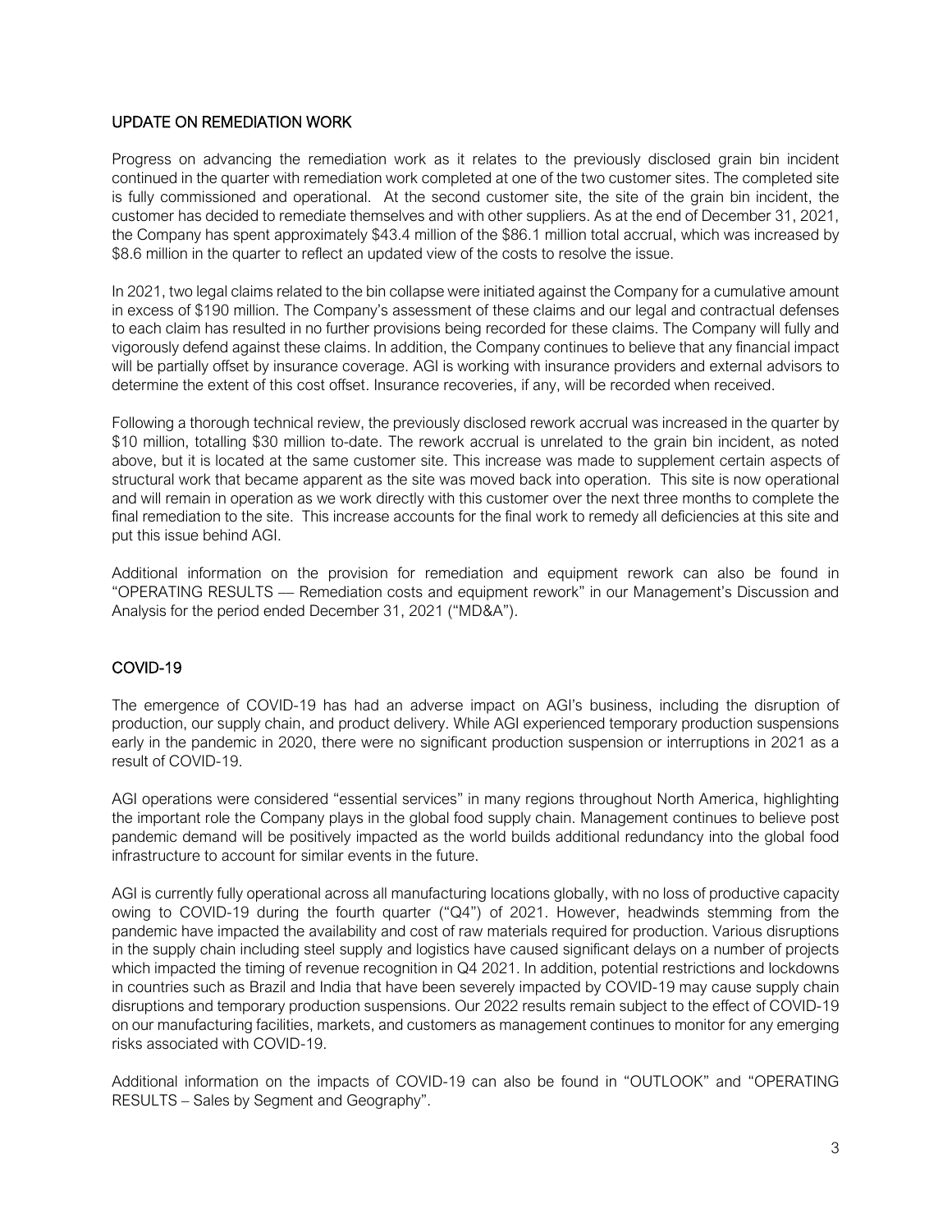## UPDATE ON REMEDIATION WORK

Progress on advancing the remediation work as it relates to the previously disclosed grain bin incident continued in the quarter with remediation work completed at one of the two customer sites. The completed site is fully commissioned and operational. At the second customer site, the site of the grain bin incident, the customer has decided to remediate themselves and with other suppliers. As at the end of December 31, 2021, the Company has spent approximately $43.4 million of the $86.1 million total accrual, which was increased by $8.6 million in the quarter to reflect an updated view of the costs to resolve the issue.

In 2021, two legal claims related to the bin collapse were initiated against the Company for a cumulative amount in excess of $190 million. The Company's assessment of these claims and our legal and contractual defenses to each claim has resulted in no further provisions being recorded for these claims. The Company will fully and vigorously defend against these claims. In addition, the Company continues to believe that any financial impact will be partially offset by insurance coverage. AGI is working with insurance providers and external advisors to determine the extent of this cost offset. Insurance recoveries, if any, will be recorded when received.

Following a thorough technical review, the previously disclosed rework accrual was increased in the quarter by $10 million, totalling $30 million to-date. The rework accrual is unrelated to the grain bin incident, as noted above, but it is located at the same customer site. This increase was made to supplement certain aspects of structural work that became apparent as the site was moved back into operation. This site is now operational and will remain in operation as we work directly with this customer over the next three months to complete the final remediation to the site. This increase accounts for the final work to remedy all deficiencies at this site and put this issue behind AGI.

Additional information on the provision for remediation and equipment rework can also be found in "OPERATING RESULTS — Remediation costs and equipment rework" in our Management's Discussion and Analysis for the period ended December 31, 2021 ("MD&A").

## COVID-19

The emergence of COVID-19 has had an adverse impact on AGI's business, including the disruption of production, our supply chain, and product delivery. While AGI experienced temporary production suspensions early in the pandemic in 2020, there were no significant production suspension or interruptions in 2021 as a result of COVID-19.

AGI operations were considered "essential services" in many regions throughout North America, highlighting the important role the Company plays in the global food supply chain. Management continues to believe post pandemic demand will be positively impacted as the world builds additional redundancy into the global food infrastructure to account for similar events in the future.

AGI is currently fully operational across all manufacturing locations globally, with no loss of productive capacity owing to COVID-19 during the fourth quarter ("Q4") of 2021. However, headwinds stemming from the pandemic have impacted the availability and cost of raw materials required for production. Various disruptions in the supply chain including steel supply and logistics have caused significant delays on a number of projects which impacted the timing of revenue recognition in Q4 2021. In addition, potential restrictions and lockdowns in countries such as Brazil and India that have been severely impacted by COVID-19 may cause supply chain disruptions and temporary production suspensions. Our 2022 results remain subject to the effect of COVID-19 on our manufacturing facilities, markets, and customers as management continues to monitor for any emerging risks associated with COVID-19.

Additional information on the impacts of COVID-19 can also be found in "OUTLOOK" and "OPERATING RESULTS – Sales by Segment and Geography".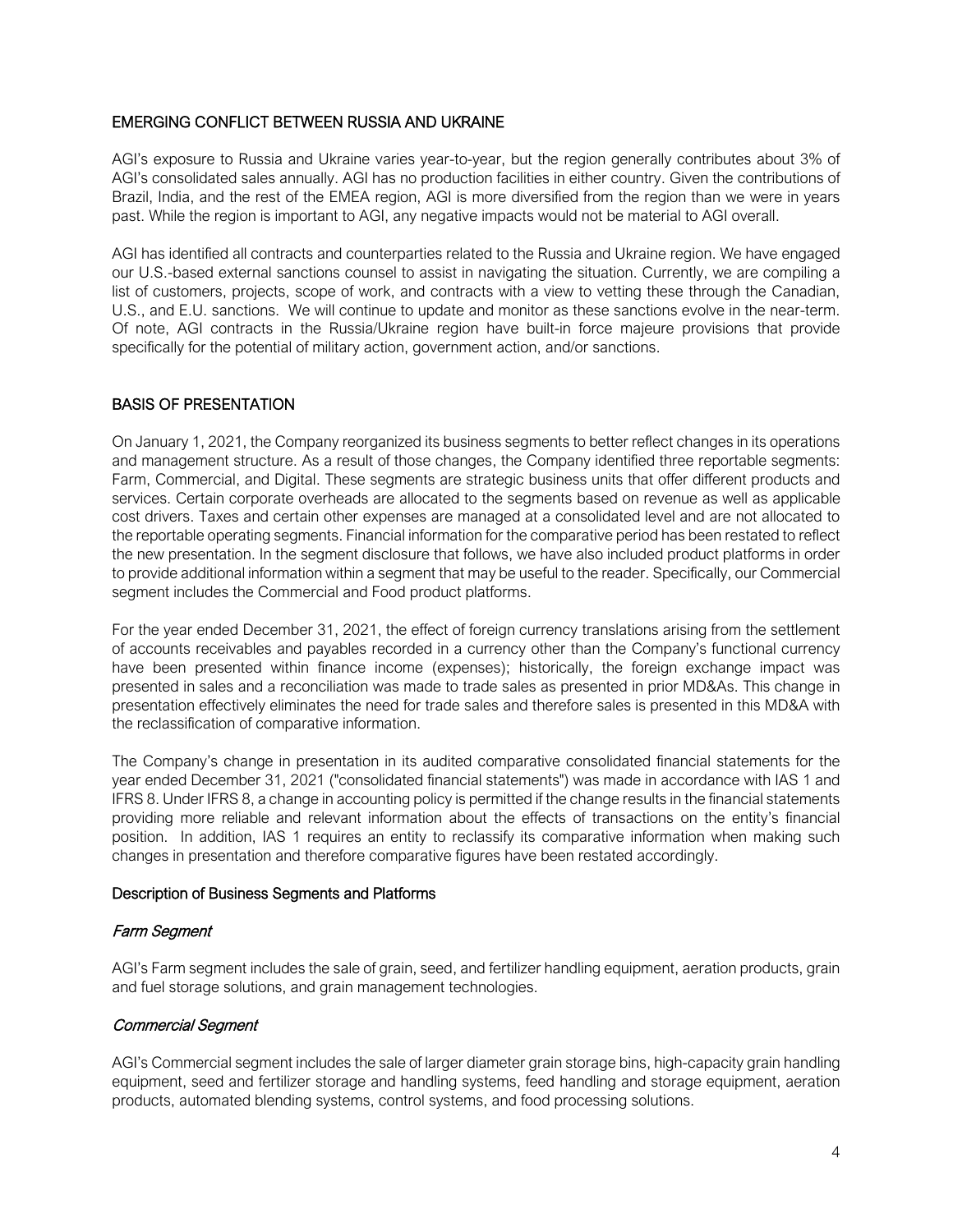## EMERGING CONFLICT BETWEEN RUSSIA AND UKRAINE

AGI's exposure to Russia and Ukraine varies year-to-year, but the region generally contributes about 3% of AGI's consolidated sales annually. AGI has no production facilities in either country. Given the contributions of Brazil, India, and the rest of the EMEA region, AGI is more diversified from the region than we were in years past. While the region is important to AGI, any negative impacts would not be material to AGI overall.

AGI has identified all contracts and counterparties related to the Russia and Ukraine region. We have engaged our U.S.-based external sanctions counsel to assist in navigating the situation. Currently, we are compiling a list of customers, projects, scope of work, and contracts with a view to vetting these through the Canadian, U.S., and E.U. sanctions. We will continue to update and monitor as these sanctions evolve in the near-term. Of note, AGI contracts in the Russia/Ukraine region have built-in force majeure provisions that provide specifically for the potential of military action, government action, and/or sanctions.

## BASIS OF PRESENTATION

On January 1, 2021, the Company reorganized its business segments to better reflect changes in its operations and management structure. As a result of those changes, the Company identified three reportable segments: Farm, Commercial, and Digital. These segments are strategic business units that offer different products and services. Certain corporate overheads are allocated to the segments based on revenue as well as applicable cost drivers. Taxes and certain other expenses are managed at a consolidated level and are not allocated to the reportable operating segments. Financial information for the comparative period has been restated to reflect the new presentation. In the segment disclosure that follows, we have also included product platforms in order to provide additional information within a segment that may be useful to the reader. Specifically, our Commercial segment includes the Commercial and Food product platforms.

For the year ended December 31, 2021, the effect of foreign currency translations arising from the settlement of accounts receivables and payables recorded in a currency other than the Company's functional currency have been presented within finance income (expenses); historically, the foreign exchange impact was presented in sales and a reconciliation was made to trade sales as presented in prior MD&As. This change in presentation effectively eliminates the need for trade sales and therefore sales is presented in this MD&A with the reclassification of comparative information.

The Company's change in presentation in its audited comparative consolidated financial statements for the year ended December 31, 2021 ("consolidated financial statements") was made in accordance with IAS 1 and IFRS 8. Under IFRS 8, a change in accounting policy is permitted if the change results in the financial statements providing more reliable and relevant information about the effects of transactions on the entity's financial position. In addition, IAS 1 requires an entity to reclassify its comparative information when making such changes in presentation and therefore comparative figures have been restated accordingly.

### Description of Business Segments and Platforms

#### *Farm Segment*

AGI's Farm segment includes the sale of grain, seed, and fertilizer handling equipment, aeration products, grain and fuel storage solutions, and grain management technologies.

#### *Commercial Segment*

AGI's Commercial segment includes the sale of larger diameter grain storage bins, high-capacity grain handling equipment, seed and fertilizer storage and handling systems, feed handling and storage equipment, aeration products, automated blending systems, control systems, and food processing solutions.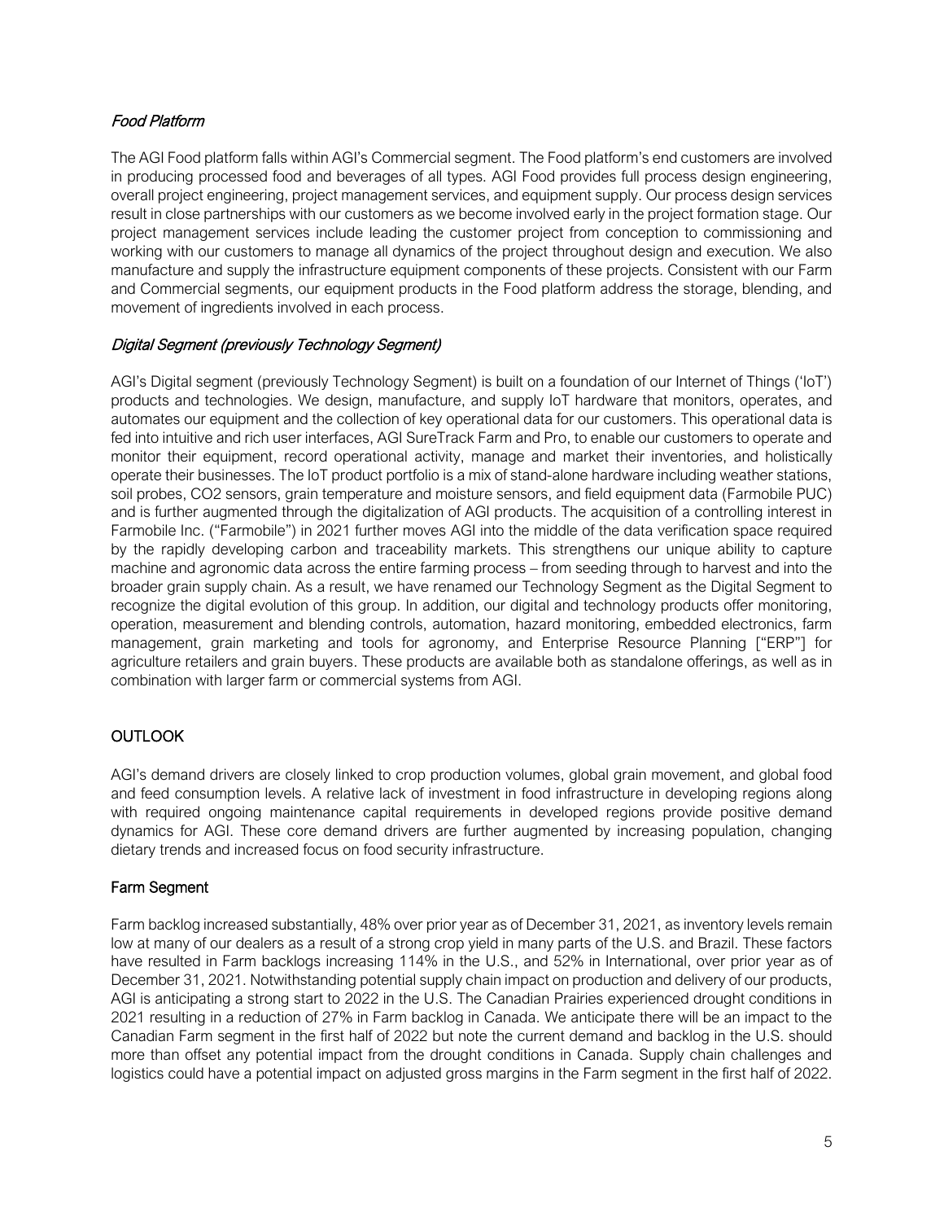### *Food Platform*

The AGI Food platform falls within AGI's Commercial segment. The Food platform's end customers are involved in producing processed food and beverages of all types. AGI Food provides full process design engineering, overall project engineering, project management services, and equipment supply. Our process design services result in close partnerships with our customers as we become involved early in the project formation stage. Our project management services include leading the customer project from conception to commissioning and working with our customers to manage all dynamics of the project throughout design and execution. We also manufacture and supply the infrastructure equipment components of these projects. Consistent with our Farm and Commercial segments, our equipment products in the Food platform address the storage, blending, and movement of ingredients involved in each process.

### *Digital Segment (previously Technology Segment)*

AGI's Digital segment (previously Technology Segment) is built on a foundation of our Internet of Things ('IoT') products and technologies. We design, manufacture, and supply IoT hardware that monitors, operates, and automates our equipment and the collection of key operational data for our customers. This operational data is fed into intuitive and rich user interfaces, AGI SureTrack Farm and Pro, to enable our customers to operate and monitor their equipment, record operational activity, manage and market their inventories, and holistically operate their businesses. The IoT product portfolio is a mix of stand-alone hardware including weather stations, soil probes, CO2 sensors, grain temperature and moisture sensors, and field equipment data (Farmobile PUC) and is further augmented through the digitalization of AGI products. The acquisition of a controlling interest in Farmobile Inc. ("Farmobile") in 2021 further moves AGI into the middle of the data verification space required by the rapidly developing carbon and traceability markets. This strengthens our unique ability to capture machine and agronomic data across the entire farming process – from seeding through to harvest and into the broader grain supply chain. As a result, we have renamed our Technology Segment as the Digital Segment to recognize the digital evolution of this group. In addition, our digital and technology products offer monitoring, operation, measurement and blending controls, automation, hazard monitoring, embedded electronics, farm management, grain marketing and tools for agronomy, and Enterprise Resource Planning ["ERP"] for agriculture retailers and grain buyers. These products are available both as standalone offerings, as well as in combination with larger farm or commercial systems from AGI.

## OUTLOOK

AGI's demand drivers are closely linked to crop production volumes, global grain movement, and global food and feed consumption levels. A relative lack of investment in food infrastructure in developing regions along with required ongoing maintenance capital requirements in developed regions provide positive demand dynamics for AGI. These core demand drivers are further augmented by increasing population, changing dietary trends and increased focus on food security infrastructure.

### Farm Segment

Farm backlog increased substantially, 48% over prior year as of December 31, 2021, as inventory levels remain low at many of our dealers as a result of a strong crop yield in many parts of the U.S. and Brazil. These factors have resulted in Farm backlogs increasing 114% in the U.S., and 52% in International, over prior year as of December 31, 2021. Notwithstanding potential supply chain impact on production and delivery of our products, AGI is anticipating a strong start to 2022 in the U.S. The Canadian Prairies experienced drought conditions in 2021 resulting in a reduction of 27% in Farm backlog in Canada. We anticipate there will be an impact to the Canadian Farm segment in the first half of 2022 but note the current demand and backlog in the U.S. should more than offset any potential impact from the drought conditions in Canada. Supply chain challenges and logistics could have a potential impact on adjusted gross margins in the Farm segment in the first half of 2022.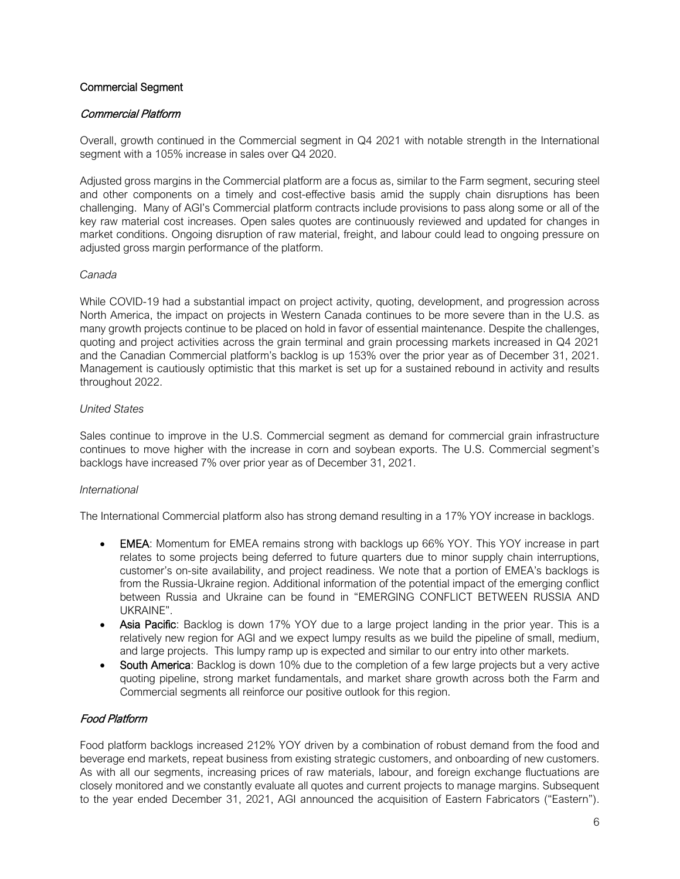## Commercial Segment

### *Commercial Platform*

Overall, growth continued in the Commercial segment in Q4 2021 with notable strength in the International segment with a 105% increase in sales over Q4 2020.

Adjusted gross margins in the Commercial platform are a focus as, similar to the Farm segment, securing steel and other components on a timely and cost-effective basis amid the supply chain disruptions has been challenging. Many of AGI's Commercial platform contracts include provisions to pass along some or all of the key raw material cost increases. Open sales quotes are continuously reviewed and updated for changes in market conditions. Ongoing disruption of raw material, freight, and labour could lead to ongoing pressure on adjusted gross margin performance of the platform.

*Canada*

While COVID-19 had a substantial impact on project activity, quoting, development, and progression across North America, the impact on projects in Western Canada continues to be more severe than in the U.S. as many growth projects continue to be placed on hold in favor of essential maintenance. Despite the challenges, quoting and project activities across the grain terminal and grain processing markets increased in Q4 2021 and the Canadian Commercial platform's backlog is up 153% over the prior year as of December 31, 2021. Management is cautiously optimistic that this market is set up for a sustained rebound in activity and results throughout 2022.

*United States*

Sales continue to improve in the U.S. Commercial segment as demand for commercial grain infrastructure continues to move higher with the increase in corn and soybean exports. The U.S. Commercial segment's backlogs have increased 7% over prior year as of December 31, 2021.

*International*

The International Commercial platform also has strong demand resulting in a 17% YOY increase in backlogs.

- **EMEA**: Momentum for EMEA remains strong with backlogs up 66% YOY. This YOY increase in part relates to some projects being deferred to future quarters due to minor supply chain interruptions, customer's on-site availability, and project readiness. We note that a portion of EMEA's backlogs is from the Russia-Ukraine region. Additional information of the potential impact of the emerging conflict between Russia and Ukraine can be found in "EMERGING CONFLICT BETWEEN RUSSIA AND UKRAINE".
- **Asia Pacific**: Backlog is down 17% YOY due to a large project landing in the prior year. This is a relatively new region for AGI and we expect lumpy results as we build the pipeline of small, medium, and large projects. This lumpy ramp up is expected and similar to our entry into other markets.
- **South America**: Backlog is down 10% due to the completion of a few large projects but a very active quoting pipeline, strong market fundamentals, and market share growth across both the Farm and Commercial segments all reinforce our positive outlook for this region.

### *Food Platform*

Food platform backlogs increased 212% YOY driven by a combination of robust demand from the food and beverage end markets, repeat business from existing strategic customers, and onboarding of new customers. As with all our segments, increasing prices of raw materials, labour, and foreign exchange fluctuations are closely monitored and we constantly evaluate all quotes and current projects to manage margins. Subsequent to the year ended December 31, 2021, AGI announced the acquisition of Eastern Fabricators ("Eastern").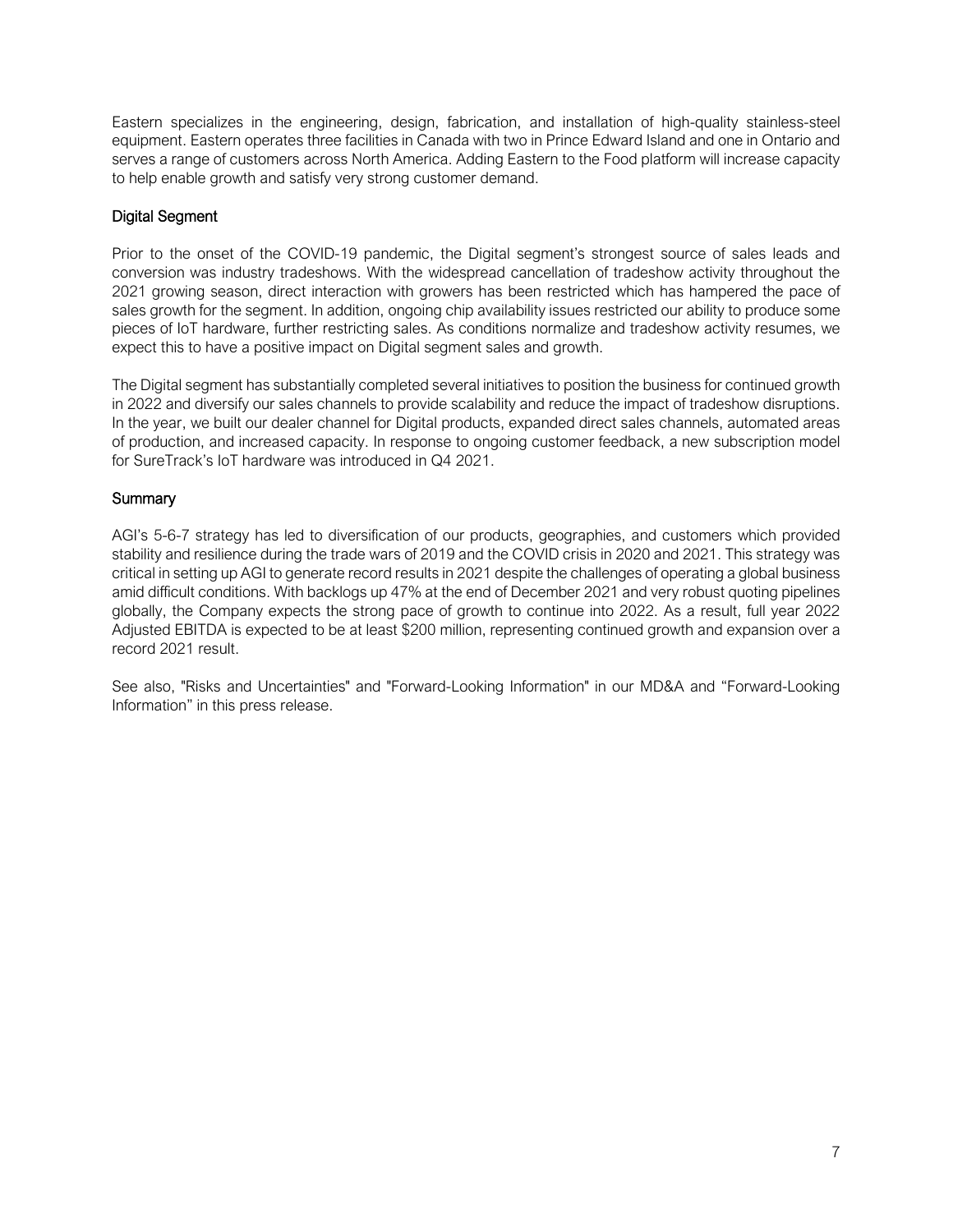Eastern specializes in the engineering, design, fabrication, and installation of high-quality stainless-steel equipment. Eastern operates three facilities in Canada with two in Prince Edward Island and one in Ontario and serves a range of customers across North America. Adding Eastern to the Food platform will increase capacity to help enable growth and satisfy very strong customer demand.

## Digital Segment

Prior to the onset of the COVID-19 pandemic, the Digital segment's strongest source of sales leads and conversion was industry tradeshows. With the widespread cancellation of tradeshow activity throughout the 2021 growing season, direct interaction with growers has been restricted which has hampered the pace of sales growth for the segment. In addition, ongoing chip availability issues restricted our ability to produce some pieces of IoT hardware, further restricting sales. As conditions normalize and tradeshow activity resumes, we expect this to have a positive impact on Digital segment sales and growth.

The Digital segment has substantially completed several initiatives to position the business for continued growth in 2022 and diversify our sales channels to provide scalability and reduce the impact of tradeshow disruptions. In the year, we built our dealer channel for Digital products, expanded direct sales channels, automated areas of production, and increased capacity. In response to ongoing customer feedback, a new subscription model for SureTrack's IoT hardware was introduced in Q4 2021.

## Summary

AGI's 5-6-7 strategy has led to diversification of our products, geographies, and customers which provided stability and resilience during the trade wars of 2019 and the COVID crisis in 2020 and 2021. This strategy was critical in setting up AGI to generate record results in 2021 despite the challenges of operating a global business amid difficult conditions. With backlogs up 47% at the end of December 2021 and very robust quoting pipelines globally, the Company expects the strong pace of growth to continue into 2022. As a result, full year 2022 Adjusted EBITDA is expected to be at least $200 million, representing continued growth and expansion over a record 2021 result.

See also, "Risks and Uncertainties" and "Forward-Looking Information" in our MD&A and "Forward-Looking Information" in this press release.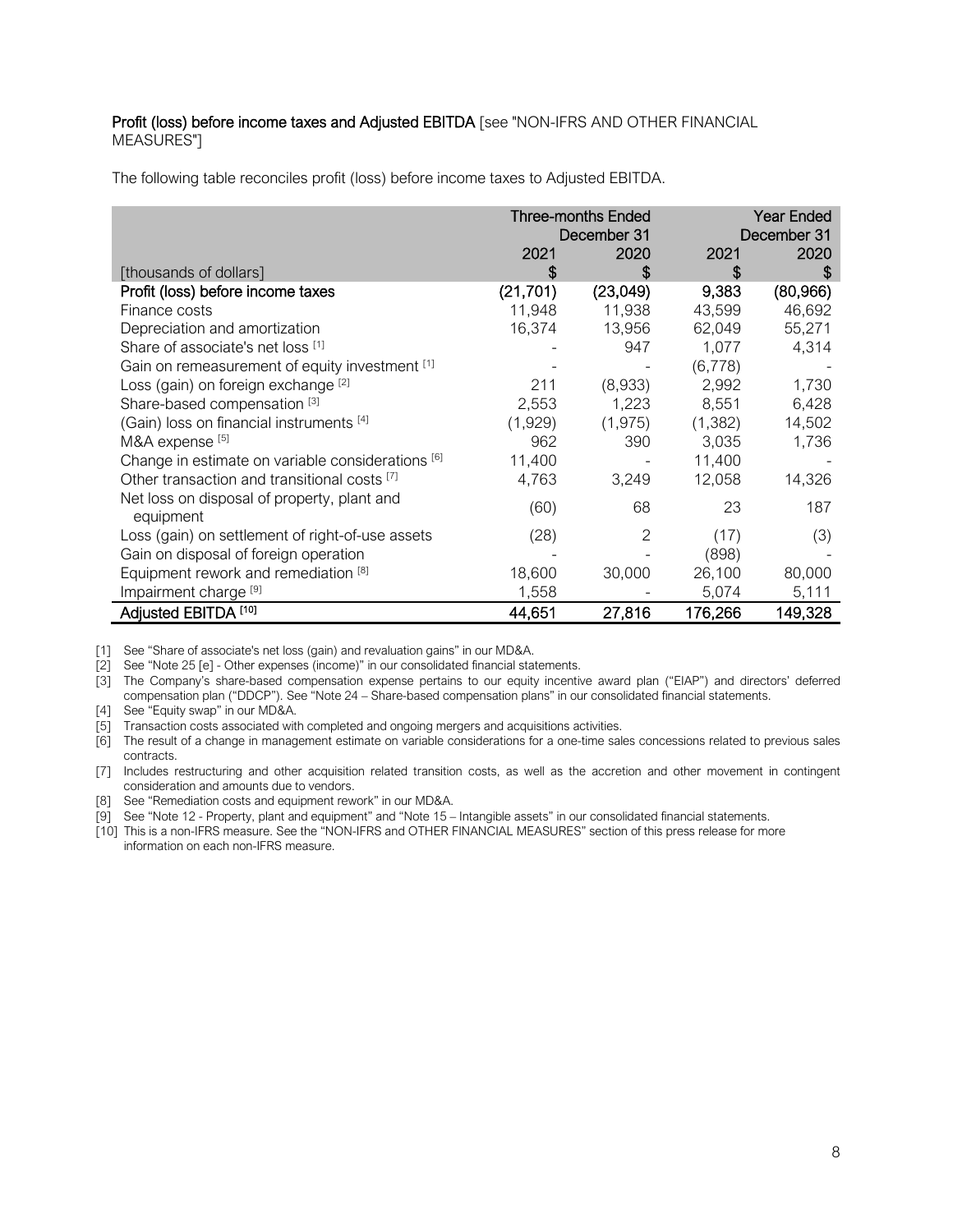**Profit (loss) before income taxes and Adjusted EBITDA** [see "NON-IFRS AND OTHER FINANCIAL MEASURES"]

The following table reconciles profit (loss) before income taxes to Adjusted EBITDA.

| | Three-months Ended December 31 | | Year Ended December 31 | |
|---|---|---|---|---|
| | 2021 | 2020 | 2021 | 2020 |
| [thousands of dollars] | $ | $ | $ | $ |
| **Profit (loss) before income taxes** | **(21,701)** | **(23,049)** | **9,383** | **(80,966)** |
| Finance costs | 11,948 | 11,938 | 43,599 | 46,692 |
| Depreciation and amortization | 16,374 | 13,956 | 62,049 | 55,271 |
| Share of associate's net loss [1] | - | 947 | 1,077 | 4,314 |
| Gain on remeasurement of equity investment [1] | - | - | (6,778) | - |
| Loss (gain) on foreign exchange [2] | 211 | (8,933) | 2,992 | 1,730 |
| Share-based compensation [3] | 2,553 | 1,223 | 8,551 | 6,428 |
| (Gain) loss on financial instruments [4] | (1,929) | (1,975) | (1,382) | 14,502 |
| M&A expense [5] | 962 | 390 | 3,035 | 1,736 |
| Change in estimate on variable considerations [6] | 11,400 | - | 11,400 | - |
| Other transaction and transitional costs [7] | 4,763 | 3,249 | 12,058 | 14,326 |
| Net loss on disposal of property, plant and equipment | (60) | 68 | 23 | 187 |
| Loss (gain) on settlement of right-of-use assets | (28) | 2 | (17) | (3) |
| Gain on disposal of foreign operation | - | - | (898) | - |
| Equipment rework and remediation [8] | 18,600 | 30,000 | 26,100 | 80,000 |
| Impairment charge [9] | 1,558 | - | 5,074 | 5,111 |
| **Adjusted EBITDA [10]** | **44,651** | **27,816** | **176,266** | **149,328** |

[1] See "Share of associate's net loss (gain) and revaluation gains" in our MD&A.

[2] See "Note 25 [e] - Other expenses (income)" in our consolidated financial statements.

[3] The Company's share-based compensation expense pertains to our equity incentive award plan ("EIAP") and directors' deferred compensation plan ("DDCP"). See "Note 24 – Share-based compensation plans" in our consolidated financial statements.

[4] See "Equity swap" in our MD&A.

[5] Transaction costs associated with completed and ongoing mergers and acquisitions activities.

[6] The result of a change in management estimate on variable considerations for a one-time sales concessions related to previous sales contracts.

[7] Includes restructuring and other acquisition related transition costs, as well as the accretion and other movement in contingent consideration and amounts due to vendors.

[8] See "Remediation costs and equipment rework" in our MD&A.

[9] See "Note 12 - Property, plant and equipment" and "Note 15 – Intangible assets" in our consolidated financial statements.

[10] This is a non-IFRS measure. See the "NON-IFRS and OTHER FINANCIAL MEASURES" section of this press release for more information on each non-IFRS measure.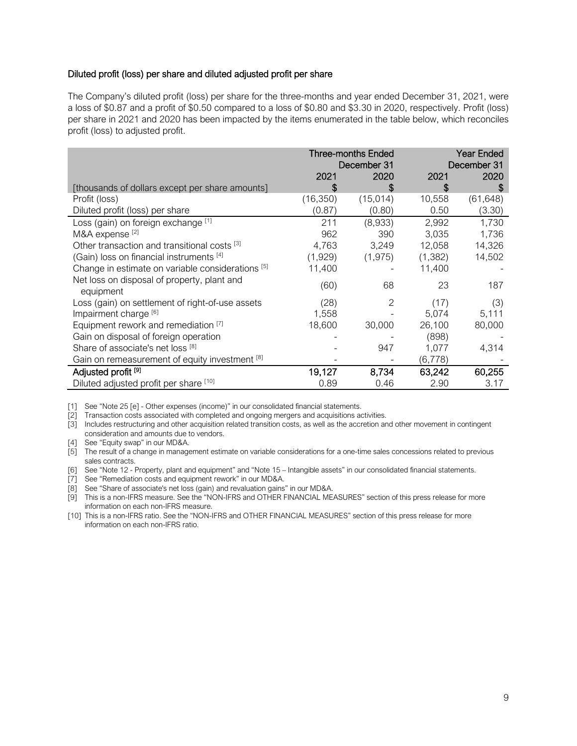### Diluted profit (loss) per share and diluted adjusted profit per share

The Company's diluted profit (loss) per share for the three-months and year ended December 31, 2021, were a loss of \$0.87 and a profit of \$0.50 compared to a loss of \$0.80 and \$3.30 in 2020, respectively. Profit (loss) per share in 2021 and 2020 has been impacted by the items enumerated in the table below, which reconciles profit (loss) to adjusted profit.

| | Three-months Ended December 31 | | Year Ended December 31 | |
|---|---|---|---|---|
| | 2021 | 2020 | 2021 | 2020 |
| [thousands of dollars except per share amounts] | $ | $ | $ | $ |
| Profit (loss) | (16,350) | (15,014) | 10,558 | (61,648) |
| Diluted profit (loss) per share | (0.87) | (0.80) | 0.50 | (3.30) |
| Loss (gain) on foreign exchange [1] | 211 | (8,933) | 2,992 | 1,730 |
| M&A expense [2] | 962 | 390 | 3,035 | 1,736 |
| Other transaction and transitional costs [3] | 4,763 | 3,249 | 12,058 | 14,326 |
| (Gain) loss on financial instruments [4] | (1,929) | (1,975) | (1,382) | 14,502 |
| Change in estimate on variable considerations [5] | 11,400 | - | 11,400 | - |
| Net loss on disposal of property, plant and equipment | (60) | 68 | 23 | 187 |
| Loss (gain) on settlement of right-of-use assets | (28) | 2 | (17) | (3) |
| Impairment charge [6] | 1,558 | - | 5,074 | 5,111 |
| Equipment rework and remediation [7] | 18,600 | 30,000 | 26,100 | 80,000 |
| Gain on disposal of foreign operation | - | - | (898) | - |
| Share of associate's net loss [8] | - | 947 | 1,077 | 4,314 |
| Gain on remeasurement of equity investment [8] | - | - | (6,778) | - |
| **Adjusted profit [9]** | **19,127** | **8,734** | **63,242** | **60,255** |
| Diluted adjusted profit per share [10] | 0.89 | 0.46 | 2.90 | 3.17 |

[1] See "Note 25 [e] - Other expenses (income)" in our consolidated financial statements.
[2] Transaction costs associated with completed and ongoing mergers and acquisitions activities.
[3] Includes restructuring and other acquisition related transition costs, as well as the accretion and other movement in contingent consideration and amounts due to vendors.
[4] See "Equity swap" in our MD&A.
[5] The result of a change in management estimate on variable considerations for a one-time sales concessions related to previous sales contracts.
[6] See "Note 12 - Property, plant and equipment" and "Note 15 – Intangible assets" in our consolidated financial statements.
[7] See "Remediation costs and equipment rework" in our MD&A.
[8] See "Share of associate's net loss (gain) and revaluation gains" in our MD&A.
[9] This is a non-IFRS measure. See the "NON-IFRS and OTHER FINANCIAL MEASURES" section of this press release for more information on each non-IFRS measure.
[10] This is a non-IFRS ratio. See the "NON-IFRS and OTHER FINANCIAL MEASURES" section of this press release for more information on each non-IFRS ratio.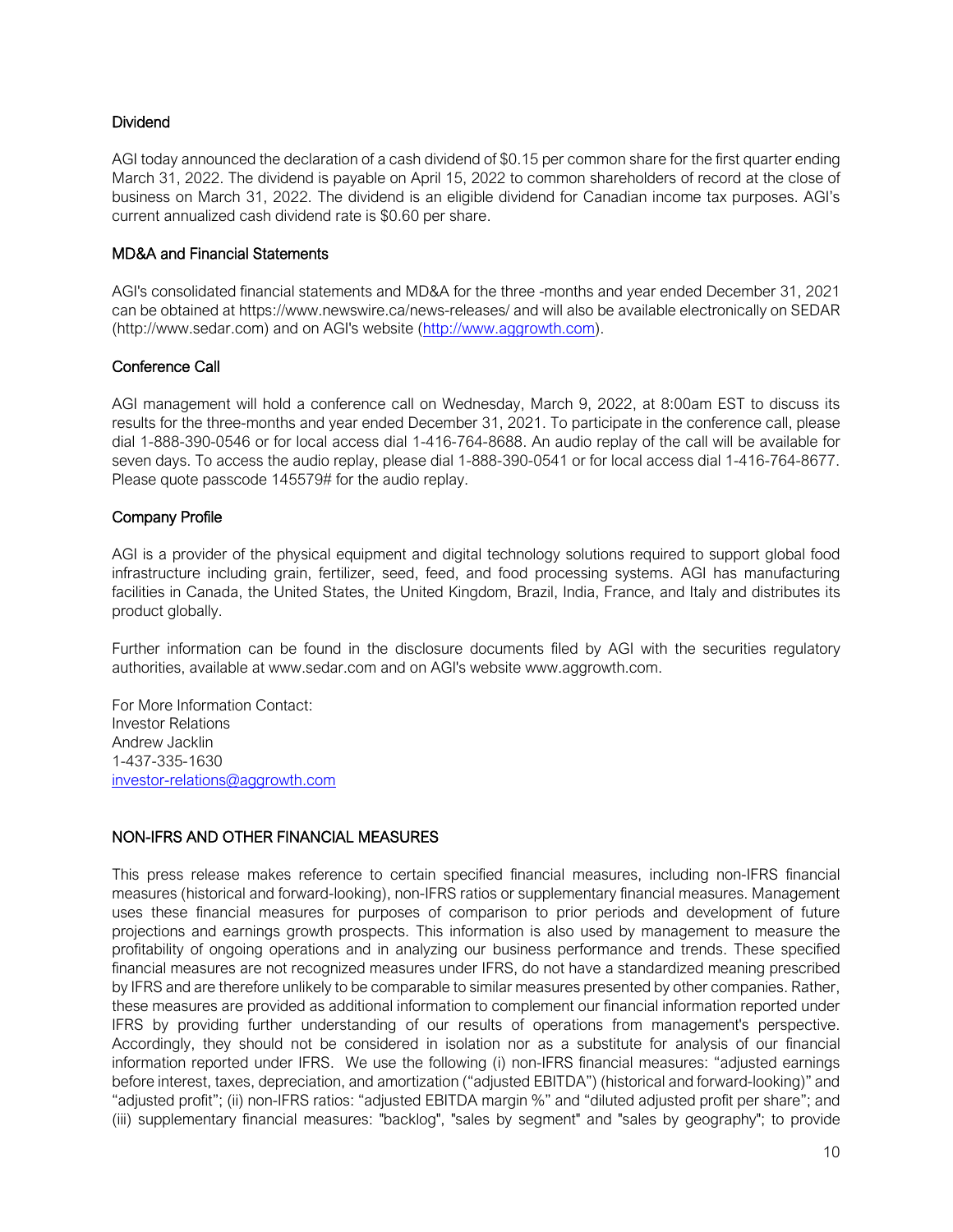## Dividend

AGI today announced the declaration of a cash dividend of $0.15 per common share for the first quarter ending March 31, 2022. The dividend is payable on April 15, 2022 to common shareholders of record at the close of business on March 31, 2022. The dividend is an eligible dividend for Canadian income tax purposes. AGI's current annualized cash dividend rate is $0.60 per share.

## MD&A and Financial Statements

AGI's consolidated financial statements and MD&A for the three -months and year ended December 31, 2021 can be obtained at https://www.newswire.ca/news-releases/ and will also be available electronically on SEDAR (http://www.sedar.com) and on AGI's website (http://www.aggrowth.com).

## Conference Call

AGI management will hold a conference call on Wednesday, March 9, 2022, at 8:00am EST to discuss its results for the three-months and year ended December 31, 2021. To participate in the conference call, please dial 1-888-390-0546 or for local access dial 1-416-764-8688. An audio replay of the call will be available for seven days. To access the audio replay, please dial 1-888-390-0541 or for local access dial 1-416-764-8677. Please quote passcode 145579# for the audio replay.

## Company Profile

AGI is a provider of the physical equipment and digital technology solutions required to support global food infrastructure including grain, fertilizer, seed, feed, and food processing systems. AGI has manufacturing facilities in Canada, the United States, the United Kingdom, Brazil, India, France, and Italy and distributes its product globally.

Further information can be found in the disclosure documents filed by AGI with the securities regulatory authorities, available at www.sedar.com and on AGI's website www.aggrowth.com.

For More Information Contact:
Investor Relations
Andrew Jacklin
1-437-335-1630
investor-relations@aggrowth.com

## NON-IFRS AND OTHER FINANCIAL MEASURES

This press release makes reference to certain specified financial measures, including non-IFRS financial measures (historical and forward-looking), non-IFRS ratios or supplementary financial measures. Management uses these financial measures for purposes of comparison to prior periods and development of future projections and earnings growth prospects. This information is also used by management to measure the profitability of ongoing operations and in analyzing our business performance and trends. These specified financial measures are not recognized measures under IFRS, do not have a standardized meaning prescribed by IFRS and are therefore unlikely to be comparable to similar measures presented by other companies. Rather, these measures are provided as additional information to complement our financial information reported under IFRS by providing further understanding of our results of operations from management's perspective. Accordingly, they should not be considered in isolation nor as a substitute for analysis of our financial information reported under IFRS. We use the following (i) non-IFRS financial measures: "adjusted earnings before interest, taxes, depreciation, and amortization ("adjusted EBITDA") (historical and forward-looking)" and "adjusted profit"; (ii) non-IFRS ratios: "adjusted EBITDA margin %" and "diluted adjusted profit per share"; and (iii) supplementary financial measures: "backlog", "sales by segment" and "sales by geography"; to provide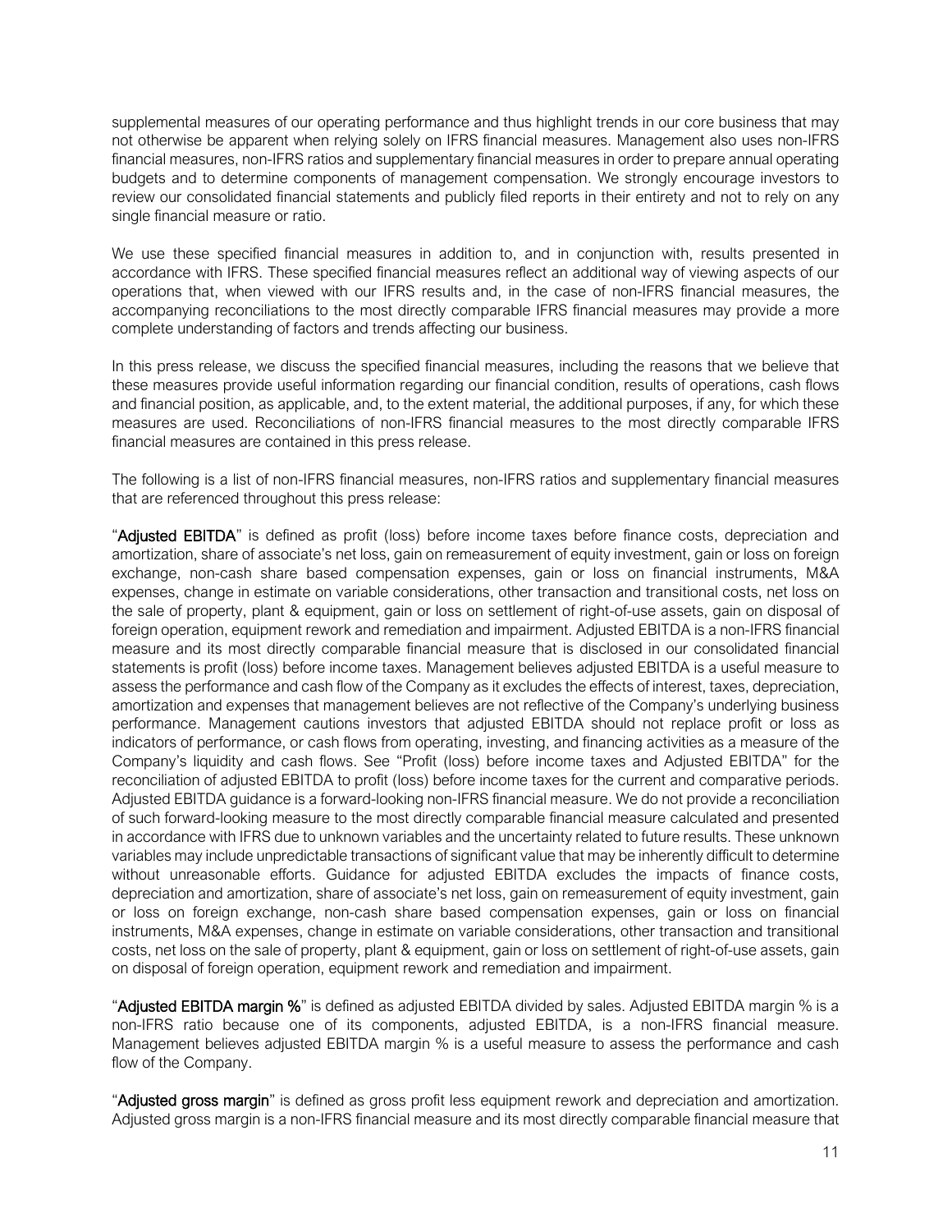supplemental measures of our operating performance and thus highlight trends in our core business that may not otherwise be apparent when relying solely on IFRS financial measures. Management also uses non-IFRS financial measures, non-IFRS ratios and supplementary financial measures in order to prepare annual operating budgets and to determine components of management compensation. We strongly encourage investors to review our consolidated financial statements and publicly filed reports in their entirety and not to rely on any single financial measure or ratio.

We use these specified financial measures in addition to, and in conjunction with, results presented in accordance with IFRS. These specified financial measures reflect an additional way of viewing aspects of our operations that, when viewed with our IFRS results and, in the case of non-IFRS financial measures, the accompanying reconciliations to the most directly comparable IFRS financial measures may provide a more complete understanding of factors and trends affecting our business.

In this press release, we discuss the specified financial measures, including the reasons that we believe that these measures provide useful information regarding our financial condition, results of operations, cash flows and financial position, as applicable, and, to the extent material, the additional purposes, if any, for which these measures are used. Reconciliations of non-IFRS financial measures to the most directly comparable IFRS financial measures are contained in this press release.

The following is a list of non-IFRS financial measures, non-IFRS ratios and supplementary financial measures that are referenced throughout this press release:

"**Adjusted EBITDA**" is defined as profit (loss) before income taxes before finance costs, depreciation and amortization, share of associate's net loss, gain on remeasurement of equity investment, gain or loss on foreign exchange, non-cash share based compensation expenses, gain or loss on financial instruments, M&A expenses, change in estimate on variable considerations, other transaction and transitional costs, net loss on the sale of property, plant & equipment, gain or loss on settlement of right-of-use assets, gain on disposal of foreign operation, equipment rework and remediation and impairment. Adjusted EBITDA is a non-IFRS financial measure and its most directly comparable financial measure that is disclosed in our consolidated financial statements is profit (loss) before income taxes. Management believes adjusted EBITDA is a useful measure to assess the performance and cash flow of the Company as it excludes the effects of interest, taxes, depreciation, amortization and expenses that management believes are not reflective of the Company's underlying business performance. Management cautions investors that adjusted EBITDA should not replace profit or loss as indicators of performance, or cash flows from operating, investing, and financing activities as a measure of the Company's liquidity and cash flows. See "Profit (loss) before income taxes and Adjusted EBITDA" for the reconciliation of adjusted EBITDA to profit (loss) before income taxes for the current and comparative periods. Adjusted EBITDA guidance is a forward-looking non-IFRS financial measure. We do not provide a reconciliation of such forward-looking measure to the most directly comparable financial measure calculated and presented in accordance with IFRS due to unknown variables and the uncertainty related to future results. These unknown variables may include unpredictable transactions of significant value that may be inherently difficult to determine without unreasonable efforts. Guidance for adjusted EBITDA excludes the impacts of finance costs, depreciation and amortization, share of associate's net loss, gain on remeasurement of equity investment, gain or loss on foreign exchange, non-cash share based compensation expenses, gain or loss on financial instruments, M&A expenses, change in estimate on variable considerations, other transaction and transitional costs, net loss on the sale of property, plant & equipment, gain or loss on settlement of right-of-use assets, gain on disposal of foreign operation, equipment rework and remediation and impairment.

"**Adjusted EBITDA margin %**" is defined as adjusted EBITDA divided by sales. Adjusted EBITDA margin % is a non-IFRS ratio because one of its components, adjusted EBITDA, is a non-IFRS financial measure. Management believes adjusted EBITDA margin % is a useful measure to assess the performance and cash flow of the Company.

"**Adjusted gross margin**" is defined as gross profit less equipment rework and depreciation and amortization. Adjusted gross margin is a non-IFRS financial measure and its most directly comparable financial measure that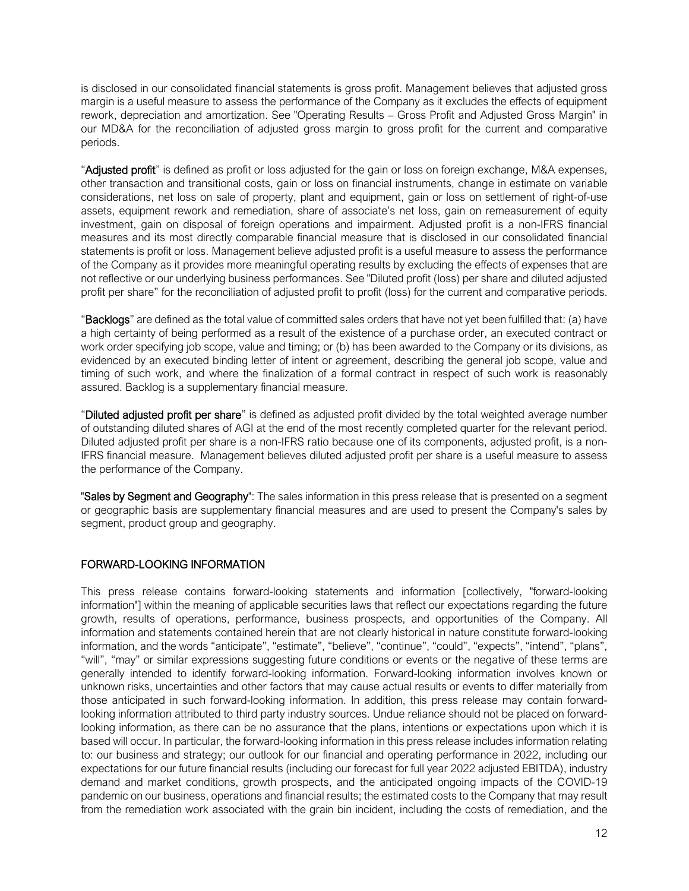is disclosed in our consolidated financial statements is gross profit. Management believes that adjusted gross margin is a useful measure to assess the performance of the Company as it excludes the effects of equipment rework, depreciation and amortization. See "Operating Results – Gross Profit and Adjusted Gross Margin" in our MD&A for the reconciliation of adjusted gross margin to gross profit for the current and comparative periods.

"**Adjusted profit**" is defined as profit or loss adjusted for the gain or loss on foreign exchange, M&A expenses, other transaction and transitional costs, gain or loss on financial instruments, change in estimate on variable considerations, net loss on sale of property, plant and equipment, gain or loss on settlement of right-of-use assets, equipment rework and remediation, share of associate's net loss, gain on remeasurement of equity investment, gain on disposal of foreign operations and impairment. Adjusted profit is a non-IFRS financial measures and its most directly comparable financial measure that is disclosed in our consolidated financial statements is profit or loss. Management believe adjusted profit is a useful measure to assess the performance of the Company as it provides more meaningful operating results by excluding the effects of expenses that are not reflective or our underlying business performances. See "Diluted profit (loss) per share and diluted adjusted profit per share" for the reconciliation of adjusted profit to profit (loss) for the current and comparative periods.

"**Backlogs**" are defined as the total value of committed sales orders that have not yet been fulfilled that: (a) have a high certainty of being performed as a result of the existence of a purchase order, an executed contract or work order specifying job scope, value and timing; or (b) has been awarded to the Company or its divisions, as evidenced by an executed binding letter of intent or agreement, describing the general job scope, value and timing of such work, and where the finalization of a formal contract in respect of such work is reasonably assured. Backlog is a supplementary financial measure.

"**Diluted adjusted profit per share**" is defined as adjusted profit divided by the total weighted average number of outstanding diluted shares of AGI at the end of the most recently completed quarter for the relevant period. Diluted adjusted profit per share is a non-IFRS ratio because one of its components, adjusted profit, is a non-IFRS financial measure. Management believes diluted adjusted profit per share is a useful measure to assess the performance of the Company.

"**Sales by Segment and Geography**": The sales information in this press release that is presented on a segment or geographic basis are supplementary financial measures and are used to present the Company's sales by segment, product group and geography.

## FORWARD-LOOKING INFORMATION

This press release contains forward-looking statements and information [collectively, "forward-looking information"] within the meaning of applicable securities laws that reflect our expectations regarding the future growth, results of operations, performance, business prospects, and opportunities of the Company. All information and statements contained herein that are not clearly historical in nature constitute forward-looking information, and the words "anticipate", "estimate", "believe", "continue", "could", "expects", "intend", "plans", "will", "may" or similar expressions suggesting future conditions or events or the negative of these terms are generally intended to identify forward-looking information. Forward-looking information involves known or unknown risks, uncertainties and other factors that may cause actual results or events to differ materially from those anticipated in such forward-looking information. In addition, this press release may contain forward-looking information attributed to third party industry sources. Undue reliance should not be placed on forward-looking information, as there can be no assurance that the plans, intentions or expectations upon which it is based will occur. In particular, the forward-looking information in this press release includes information relating to: our business and strategy; our outlook for our financial and operating performance in 2022, including our expectations for our future financial results (including our forecast for full year 2022 adjusted EBITDA), industry demand and market conditions, growth prospects, and the anticipated ongoing impacts of the COVID-19 pandemic on our business, operations and financial results; the estimated costs to the Company that may result from the remediation work associated with the grain bin incident, including the costs of remediation, and the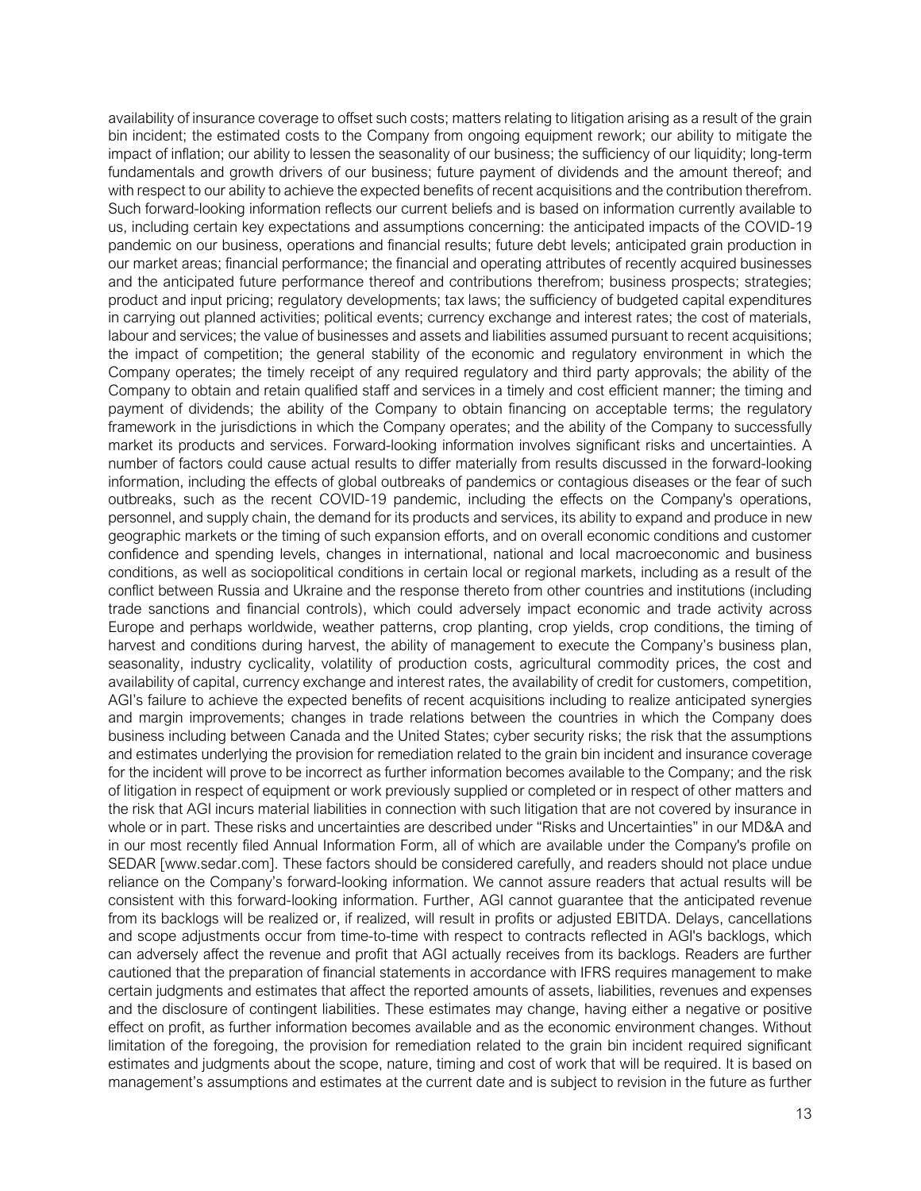availability of insurance coverage to offset such costs; matters relating to litigation arising as a result of the grain bin incident; the estimated costs to the Company from ongoing equipment rework; our ability to mitigate the impact of inflation; our ability to lessen the seasonality of our business; the sufficiency of our liquidity; long-term fundamentals and growth drivers of our business; future payment of dividends and the amount thereof; and with respect to our ability to achieve the expected benefits of recent acquisitions and the contribution therefrom. Such forward-looking information reflects our current beliefs and is based on information currently available to us, including certain key expectations and assumptions concerning: the anticipated impacts of the COVID-19 pandemic on our business, operations and financial results; future debt levels; anticipated grain production in our market areas; financial performance; the financial and operating attributes of recently acquired businesses and the anticipated future performance thereof and contributions therefrom; business prospects; strategies; product and input pricing; regulatory developments; tax laws; the sufficiency of budgeted capital expenditures in carrying out planned activities; political events; currency exchange and interest rates; the cost of materials, labour and services; the value of businesses and assets and liabilities assumed pursuant to recent acquisitions; the impact of competition; the general stability of the economic and regulatory environment in which the Company operates; the timely receipt of any required regulatory and third party approvals; the ability of the Company to obtain and retain qualified staff and services in a timely and cost efficient manner; the timing and payment of dividends; the ability of the Company to obtain financing on acceptable terms; the regulatory framework in the jurisdictions in which the Company operates; and the ability of the Company to successfully market its products and services. Forward-looking information involves significant risks and uncertainties. A number of factors could cause actual results to differ materially from results discussed in the forward-looking information, including the effects of global outbreaks of pandemics or contagious diseases or the fear of such outbreaks, such as the recent COVID-19 pandemic, including the effects on the Company's operations, personnel, and supply chain, the demand for its products and services, its ability to expand and produce in new geographic markets or the timing of such expansion efforts, and on overall economic conditions and customer confidence and spending levels, changes in international, national and local macroeconomic and business conditions, as well as sociopolitical conditions in certain local or regional markets, including as a result of the conflict between Russia and Ukraine and the response thereto from other countries and institutions (including trade sanctions and financial controls), which could adversely impact economic and trade activity across Europe and perhaps worldwide, weather patterns, crop planting, crop yields, crop conditions, the timing of harvest and conditions during harvest, the ability of management to execute the Company's business plan, seasonality, industry cyclicality, volatility of production costs, agricultural commodity prices, the cost and availability of capital, currency exchange and interest rates, the availability of credit for customers, competition, AGI's failure to achieve the expected benefits of recent acquisitions including to realize anticipated synergies and margin improvements; changes in trade relations between the countries in which the Company does business including between Canada and the United States; cyber security risks; the risk that the assumptions and estimates underlying the provision for remediation related to the grain bin incident and insurance coverage for the incident will prove to be incorrect as further information becomes available to the Company; and the risk of litigation in respect of equipment or work previously supplied or completed or in respect of other matters and the risk that AGI incurs material liabilities in connection with such litigation that are not covered by insurance in whole or in part. These risks and uncertainties are described under "Risks and Uncertainties" in our MD&A and in our most recently filed Annual Information Form, all of which are available under the Company's profile on SEDAR [www.sedar.com]. These factors should be considered carefully, and readers should not place undue reliance on the Company's forward-looking information. We cannot assure readers that actual results will be consistent with this forward-looking information. Further, AGI cannot guarantee that the anticipated revenue from its backlogs will be realized or, if realized, will result in profits or adjusted EBITDA. Delays, cancellations and scope adjustments occur from time-to-time with respect to contracts reflected in AGI's backlogs, which can adversely affect the revenue and profit that AGI actually receives from its backlogs. Readers are further cautioned that the preparation of financial statements in accordance with IFRS requires management to make certain judgments and estimates that affect the reported amounts of assets, liabilities, revenues and expenses and the disclosure of contingent liabilities. These estimates may change, having either a negative or positive effect on profit, as further information becomes available and as the economic environment changes. Without limitation of the foregoing, the provision for remediation related to the grain bin incident required significant estimates and judgments about the scope, nature, timing and cost of work that will be required. It is based on management's assumptions and estimates at the current date and is subject to revision in the future as further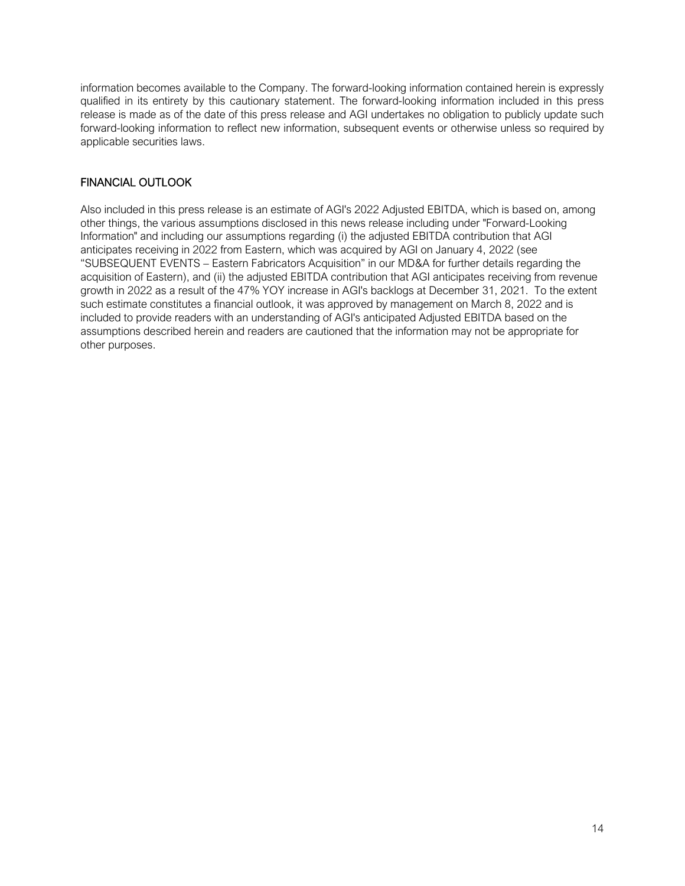information becomes available to the Company. The forward-looking information contained herein is expressly qualified in its entirety by this cautionary statement. The forward-looking information included in this press release is made as of the date of this press release and AGI undertakes no obligation to publicly update such forward-looking information to reflect new information, subsequent events or otherwise unless so required by applicable securities laws.

## FINANCIAL OUTLOOK

Also included in this press release is an estimate of AGI's 2022 Adjusted EBITDA, which is based on, among other things, the various assumptions disclosed in this news release including under "Forward-Looking Information" and including our assumptions regarding (i) the adjusted EBITDA contribution that AGI anticipates receiving in 2022 from Eastern, which was acquired by AGI on January 4, 2022 (see "SUBSEQUENT EVENTS – Eastern Fabricators Acquisition" in our MD&A for further details regarding the acquisition of Eastern), and (ii) the adjusted EBITDA contribution that AGI anticipates receiving from revenue growth in 2022 as a result of the 47% YOY increase in AGI's backlogs at December 31, 2021. To the extent such estimate constitutes a financial outlook, it was approved by management on March 8, 2022 and is included to provide readers with an understanding of AGI's anticipated Adjusted EBITDA based on the assumptions described herein and readers are cautioned that the information may not be appropriate for other purposes.